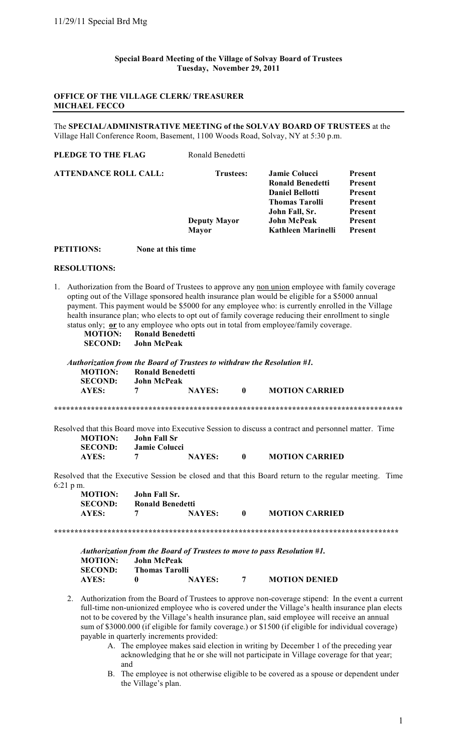**Special Board Meeting of the Village of Solvay Board of Trustees**
**Tuesday, November 29, 2011**

**OFFICE OF THE VILLAGE CLERK/ TREASURER**
**MICHAEL FECCO**

---

The **SPECIAL/ADMINISTRATIVE MEETING of the SOLVAY BOARD OF TRUSTEES** at the Village Hall Conference Room, Basement, 1100 Woods Road, Solvay, NY at 5:30 p.m.

**PLEDGE TO THE FLAG** Ronald Benedetti

| **ATTENDANCE ROLL CALL:** | **Trustees:** | **Jamie Colucci** | **Present** |
|---|---|---|---|
| | | **Ronald Benedetti** | **Present** |
| | | **Daniel Bellotti** | **Present** |
| | | **Thomas Tarolli** | **Present** |
| | | **John Fall, Sr.** | **Present** |
| | **Deputy Mayor** | **John McPeak** | **Present** |
| | **Mayor** | **Kathleen Marinelli** | **Present** |

**PETITIONS:** **None at this time**

**RESOLUTIONS:**

1. Authorization from the Board of Trustees to approve any non union employee with family coverage opting out of the Village sponsored health insurance plan would be eligible for a $5000 annual payment. This payment would be $5000 for any employee who: is currently enrolled in the Village health insurance plan; who elects to opt out of family coverage reducing their enrollment to single status only; **or** to any employee who opts out in total from employee/family coverage.

   **MOTION:** **Ronald Benedetti**
   **SECOND:** **John McPeak**

***Authorization from the Board of Trustees to withdraw the Resolution #1.***

**MOTION:** **Ronald Benedetti**
**SECOND:** **John McPeak**
**AYES:** **7** **NAYES:** **0** **MOTION CARRIED**

****************************************************************************************

Resolved that this Board move into Executive Session to discuss a contract and personnel matter. Time

**MOTION:** **John Fall Sr**
**SECOND:** **Jamie Colucci**
**AYES:** **7** **NAYES:** **0** **MOTION CARRIED**

Resolved that the Executive Session be closed and that this Board return to the regular meeting. Time 6:21 p m.

**MOTION:** **John Fall Sr.**
**SECOND:** **Ronald Benedetti**
**AYES:** **7** **NAYES:** **0** **MOTION CARRIED**

****************************************************************************************

***Authorization from the Board of Trustees to move to pass Resolution #1.***

**MOTION:** **John McPeak**
**SECOND:** **Thomas Tarolli**
**AYES:** **0** **NAYES:** **7** **MOTION DENIED**

2. Authorization from the Board of Trustees to approve non-coverage stipend: In the event a current full-time non-unionized employee who is covered under the Village's health insurance plan elects not to be covered by the Village's health insurance plan, said employee will receive an annual sum of $3000.000 (if eligible for family coverage.) or $1500 (if eligible for individual coverage) payable in quarterly increments provided:
   - A. The employee makes said election in writing by December 1 of the preceding year acknowledging that he or she will not participate in Village coverage for that year; and
   - B. The employee is not otherwise eligible to be covered as a spouse or dependent under the Village's plan.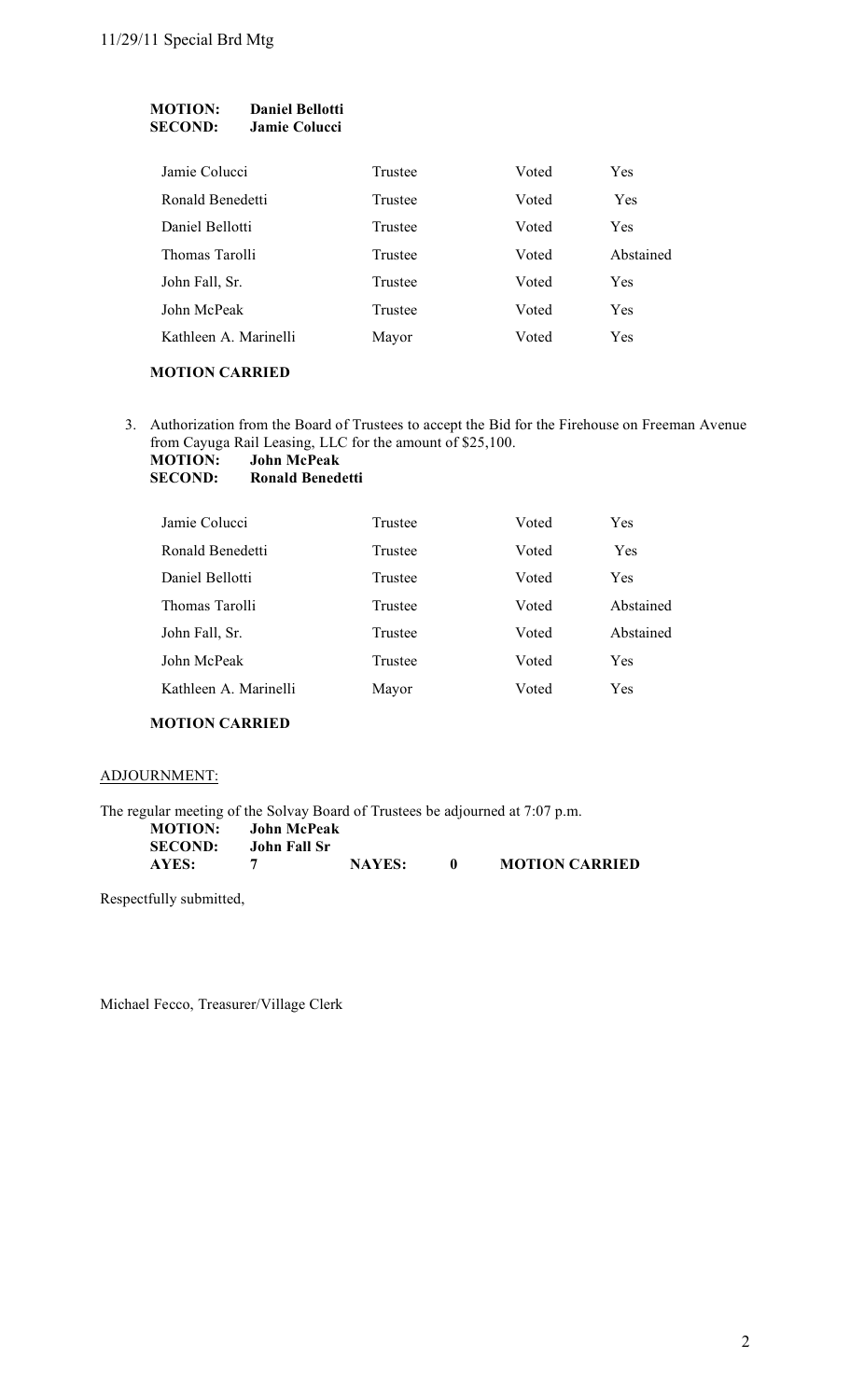**MOTION:** **Daniel Bellotti**
**SECOND:** **Jamie Colucci**

| | | | |
|---|---|---|---|
| Jamie Colucci | Trustee | Voted | Yes |
| Ronald Benedetti | Trustee | Voted | Yes |
| Daniel Bellotti | Trustee | Voted | Yes |
| Thomas Tarolli | Trustee | Voted | Abstained |
| John Fall, Sr. | Trustee | Voted | Yes |
| John McPeak | Trustee | Voted | Yes |
| Kathleen A. Marinelli | Mayor | Voted | Yes |

**MOTION CARRIED**

3. Authorization from the Board of Trustees to accept the Bid for the Firehouse on Freeman Avenue from Cayuga Rail Leasing, LLC for the amount of $25,100.

**MOTION:** **John McPeak**
**SECOND:** **Ronald Benedetti**

| | | | |
|---|---|---|---|
| Jamie Colucci | Trustee | Voted | Yes |
| Ronald Benedetti | Trustee | Voted | Yes |
| Daniel Bellotti | Trustee | Voted | Yes |
| Thomas Tarolli | Trustee | Voted | Abstained |
| John Fall, Sr. | Trustee | Voted | Abstained |
| John McPeak | Trustee | Voted | Yes |
| Kathleen A. Marinelli | Mayor | Voted | Yes |

**MOTION CARRIED**

ADJOURNMENT:

The regular meeting of the Solvay Board of Trustees be adjourned at 7:07 p.m.

**MOTION:** **John McPeak**
**SECOND:** **John Fall Sr**
**AYES:** **7** **NAYES:** **0** **MOTION CARRIED**

Respectfully submitted,

Michael Fecco, Treasurer/Village Clerk